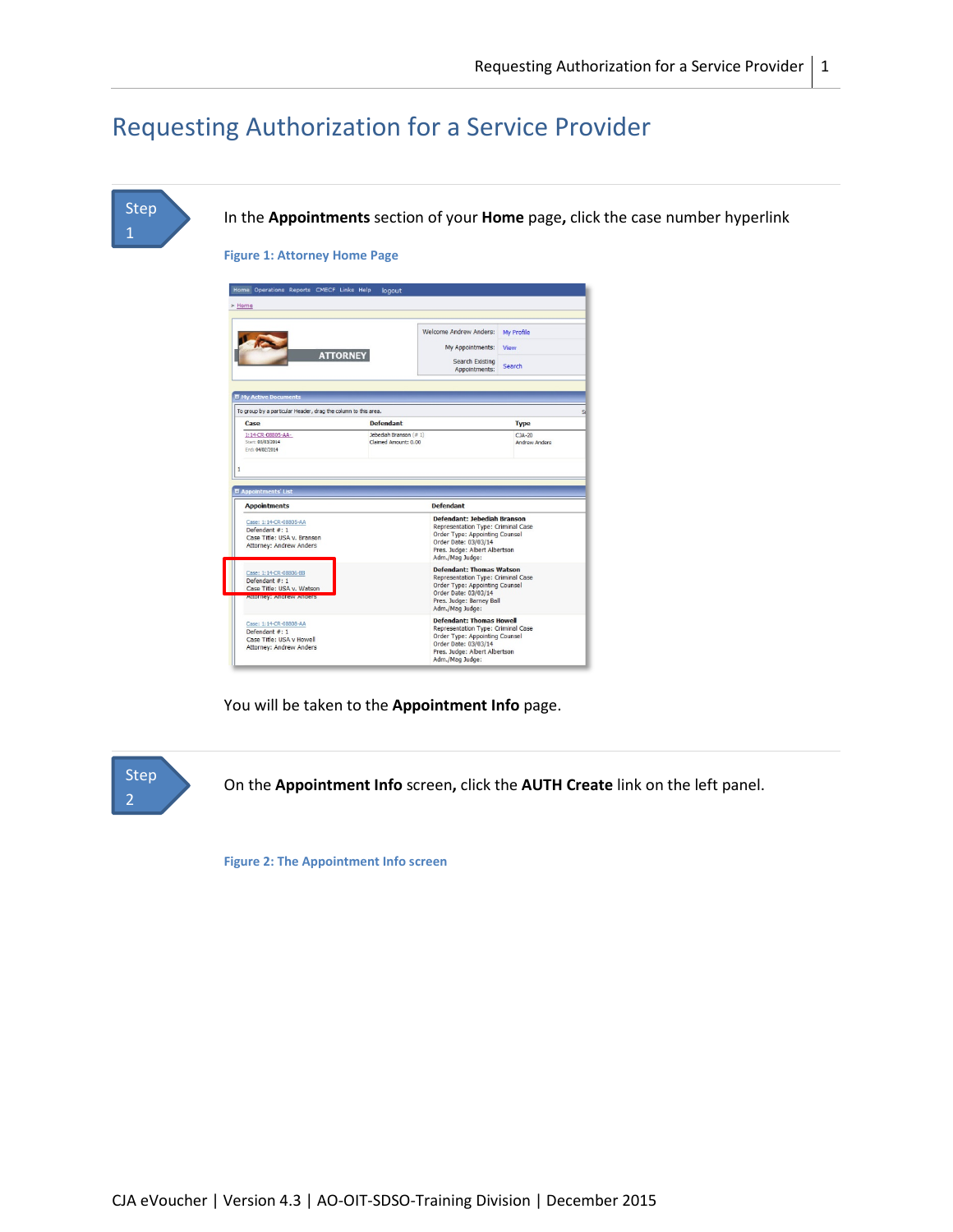# Requesting Authorization for a Service Provider

**Step 1**

In the **Appointments** section of your **Home** page**,** click the case number hyperlink

Figure 1: Attorney Home Page

You will be taken to the **Appointment Info** page.

**Step 2**

On the **Appointment Info** screen**,** click the **AUTH Create** link on the left panel.

Figure 2: The Appointment Info screen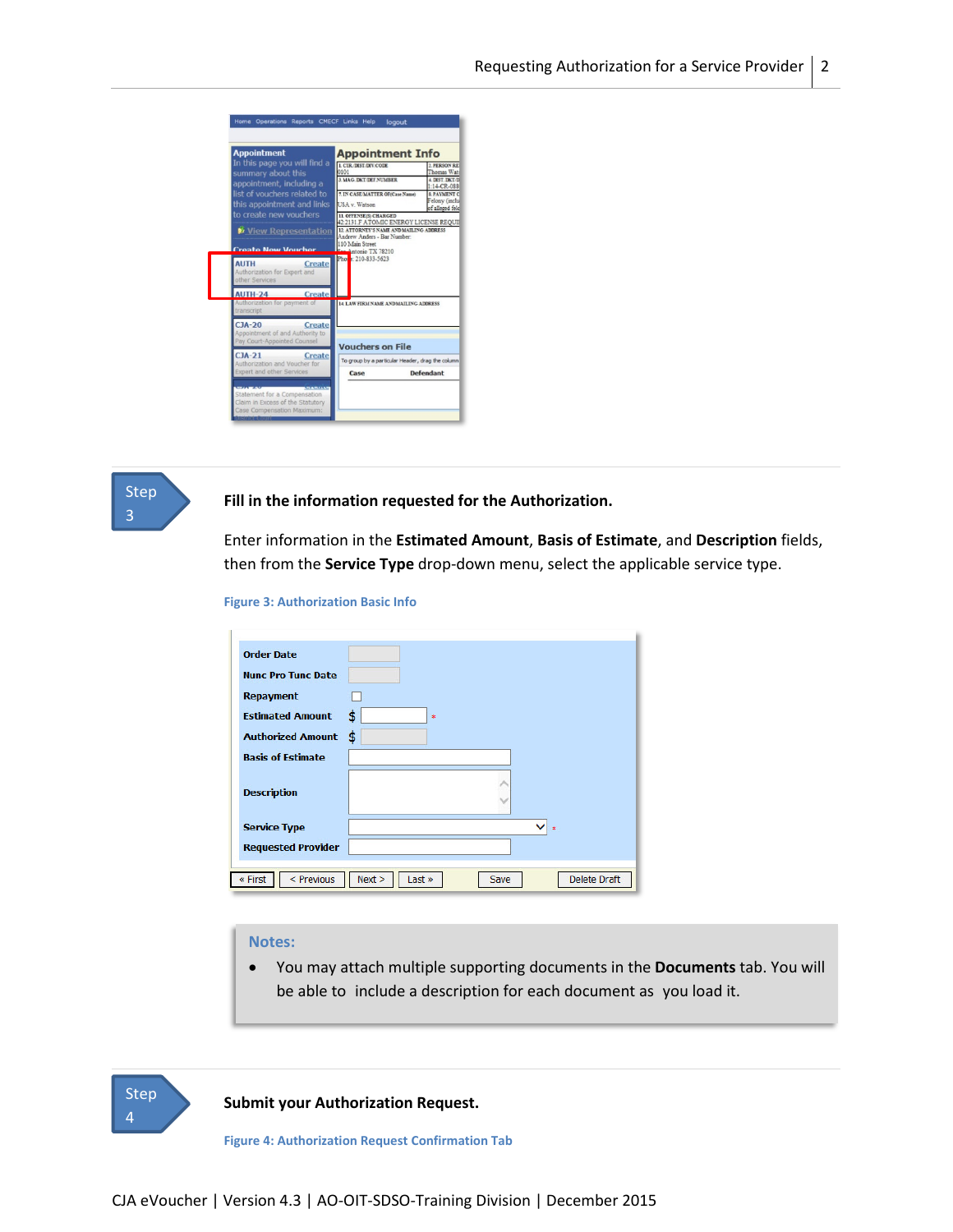**Step 3**

**Fill in the information requested for the Authorization.**

Enter information in the **Estimated Amount**, **Basis of Estimate**, and **Description** fields, then from the **Service Type** drop-down menu, select the applicable service type.

**Figure 3: Authorization Basic Info**

**Notes:**

- You may attach multiple supporting documents in the **Documents** tab. You will be able to include a description for each document as you load it.

**Step 4**

**Submit your Authorization Request.**

**Figure 4: Authorization Request Confirmation Tab**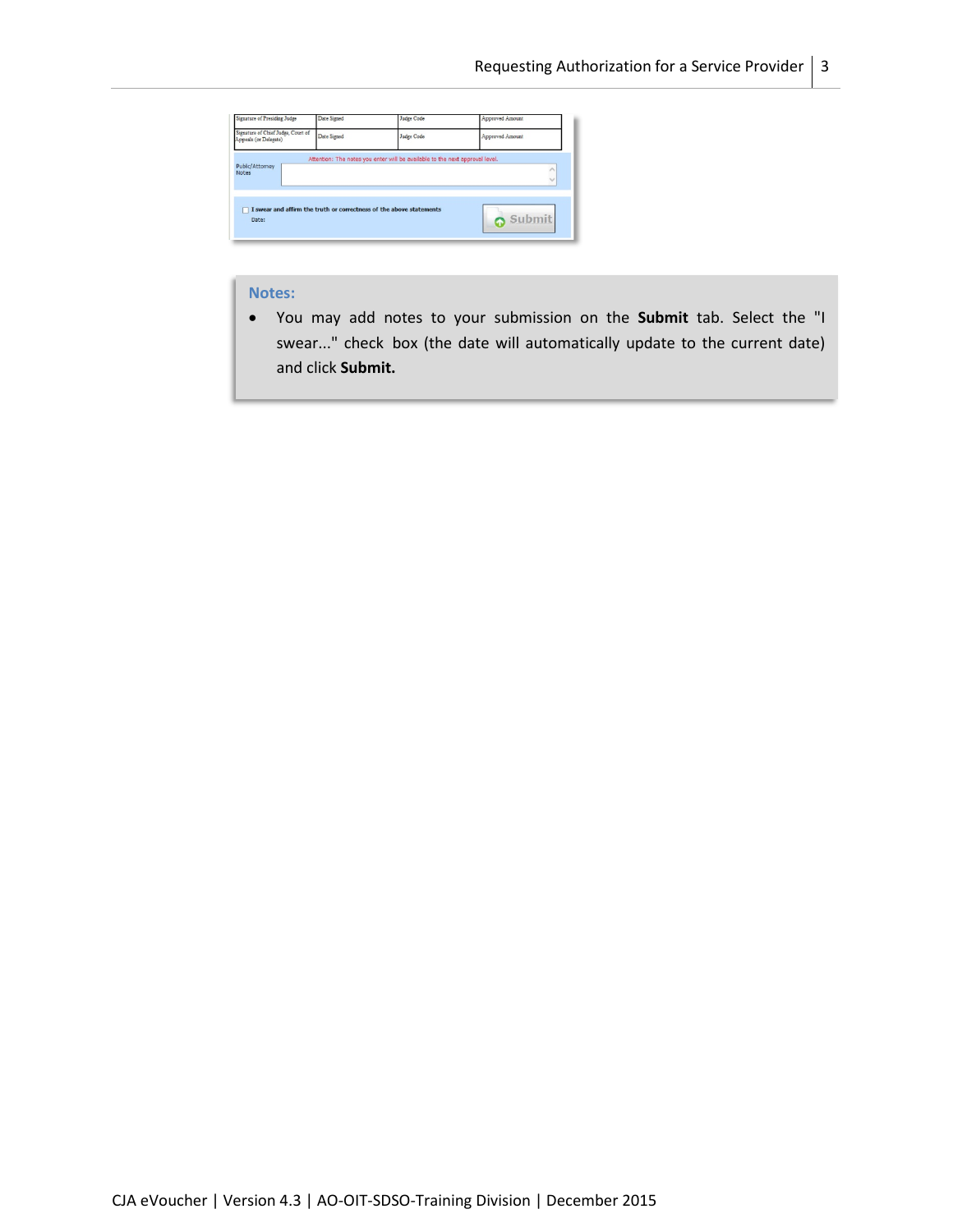| Signature of Presiding Judge | Date Signed | Judge Code | Approved Amount |
| --- | --- | --- | --- |
| Signature of Chief Judge, Court of Appeals (or Delegate) | Date Signed | Judge Code | Approved Amount |

Attention: The notes you enter will be available to the next approval level.

Public/Attorney Notes

I swear and affirm the truth or correctness of the above statements

Date:

Submit

**Notes:**

- You may add notes to your submission on the **Submit** tab. Select the "I swear..." check box (the date will automatically update to the current date) and click **Submit.**